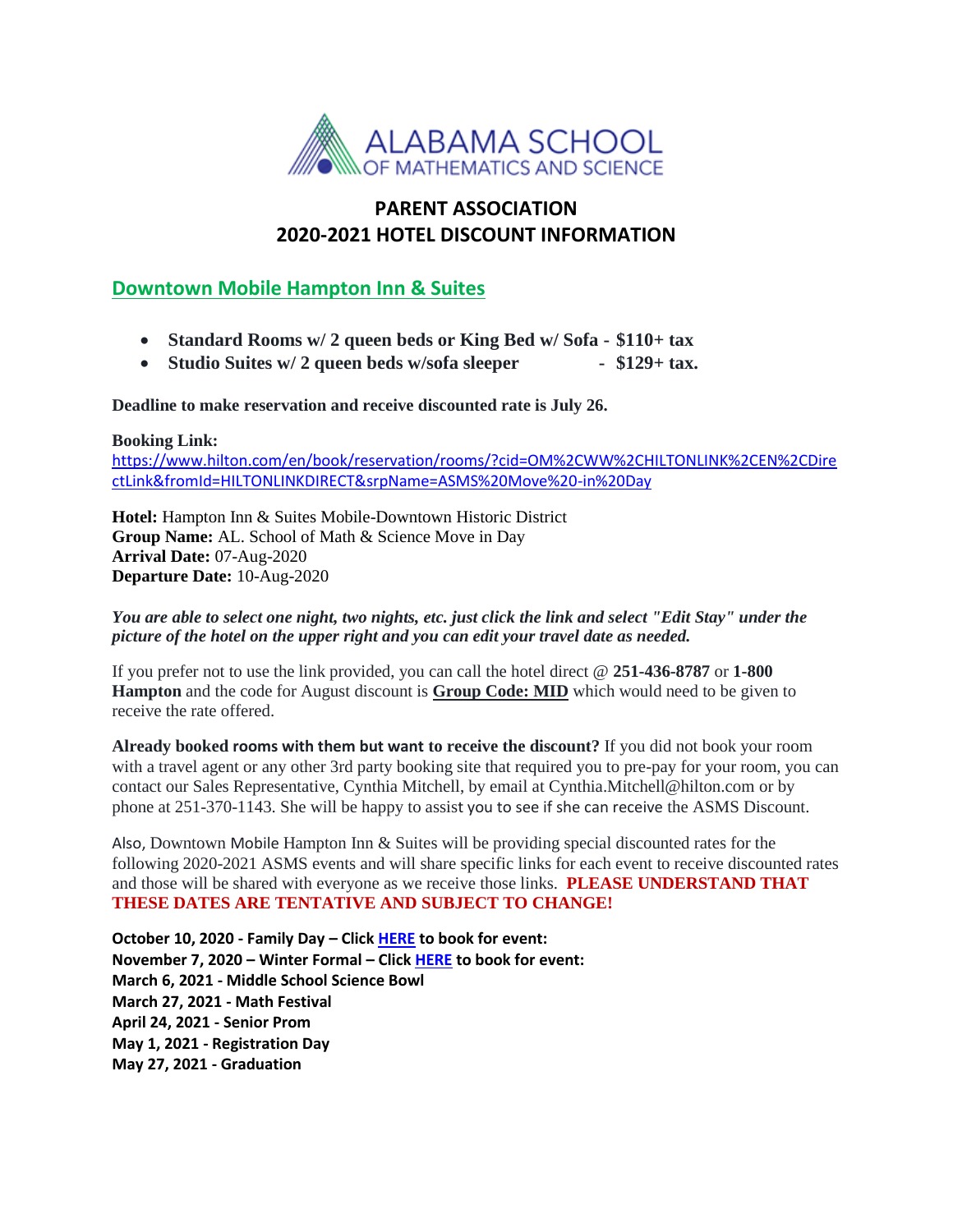ALABAMA SCHOOL OF MATHEMATICS AND SCIENCE

# PARENT ASSOCIATION
# 2020-2021 HOTEL DISCOUNT INFORMATION

## Downtown Mobile Hampton Inn & Suites

- **Standard Rooms w/ 2 queen beds or King Bed w/ Sofa - $110+ tax**
- **Studio Suites w/ 2 queen beds w/sofa sleeper - $129+ tax.**

**Deadline to make reservation and receive discounted rate is July 26.**

**Booking Link:**
https://www.hilton.com/en/book/reservation/rooms/?cid=OM%2CWW%2CHILTONLINK%2CEN%2CDirectLink&fromId=HILTONLINKDIRECT&srpName=ASMS%20Move%20-in%20Day

**Hotel:** Hampton Inn & Suites Mobile-Downtown Historic District
**Group Name:** AL. School of Math & Science Move in Day
**Arrival Date:** 07-Aug-2020
**Departure Date:** 10-Aug-2020

***You are able to select one night, two nights, etc. just click the link and select "Edit Stay" under the picture of the hotel on the upper right and you can edit your travel date as needed.***

If you prefer not to use the link provided, you can call the hotel direct @ **251-436-8787** or **1-800 Hampton** and the code for August discount is **Group Code: MID** which would need to be given to receive the rate offered.

**Already booked rooms with them but want to receive the discount?** If you did not book your room with a travel agent or any other 3rd party booking site that required you to pre-pay for your room, you can contact our Sales Representative, Cynthia Mitchell, by email at Cynthia.Mitchell@hilton.com or by phone at 251-370-1143. She will be happy to assist you to see if she can receive the ASMS Discount.

Also, Downtown Mobile Hampton Inn & Suites will be providing special discounted rates for the following 2020-2021 ASMS events and will share specific links for each event to receive discounted rates and those will be shared with everyone as we receive those links. **PLEASE UNDERSTAND THAT THESE DATES ARE TENTATIVE AND SUBJECT TO CHANGE!**

**October 10, 2020 - Family Day – Click HERE to book for event:**
**November 7, 2020 – Winter Formal – Click HERE to book for event:**
**March 6, 2021 - Middle School Science Bowl**
**March 27, 2021 - Math Festival**
**April 24, 2021 - Senior Prom**
**May 1, 2021 - Registration Day**
**May 27, 2021 - Graduation**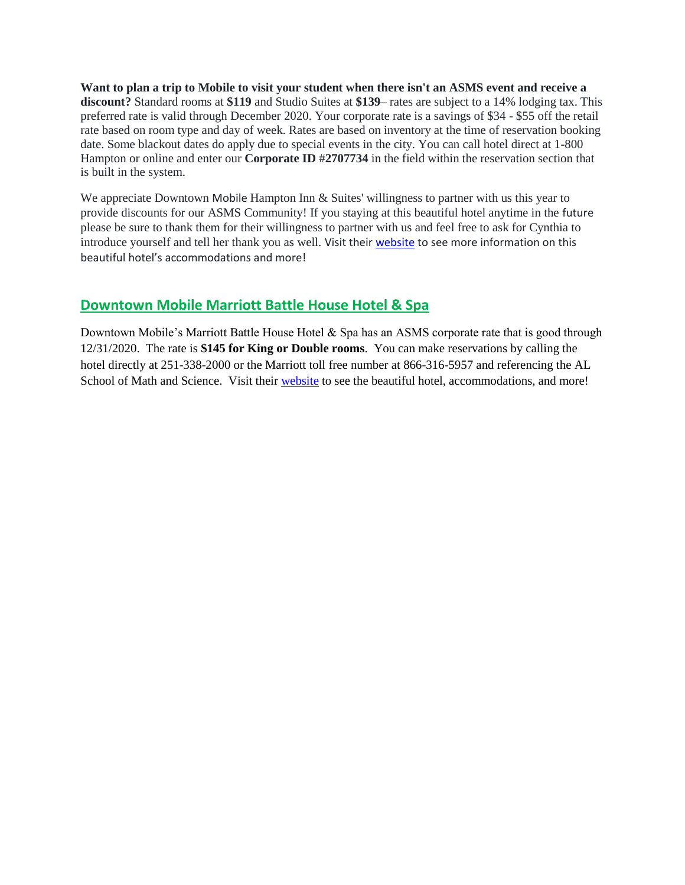**Want to plan a trip to Mobile to visit your student when there isn't an ASMS event and receive a discount?** Standard rooms at **$119** and Studio Suites at **$139**– rates are subject to a 14% lodging tax. This preferred rate is valid through December 2020. Your corporate rate is a savings of $34 - $55 off the retail rate based on room type and day of week. Rates are based on inventory at the time of reservation booking date. Some blackout dates do apply due to special events in the city. You can call hotel direct at 1-800 Hampton or online and enter our **Corporate ID** #**2707734** in the field within the reservation section that is built in the system.

We appreciate Downtown Mobile Hampton Inn & Suites' willingness to partner with us this year to provide discounts for our ASMS Community! If you staying at this beautiful hotel anytime in the future please be sure to thank them for their willingness to partner with us and feel free to ask for Cynthia to introduce yourself and tell her thank you as well. Visit their website to see more information on this beautiful hotel's accommodations and more!

## Downtown Mobile Marriott Battle House Hotel & Spa

Downtown Mobile's Marriott Battle House Hotel & Spa has an ASMS corporate rate that is good through 12/31/2020. The rate is **$145 for King or Double rooms**. You can make reservations by calling the hotel directly at 251-338-2000 or the Marriott toll free number at 866-316-5957 and referencing the AL School of Math and Science. Visit their website to see the beautiful hotel, accommodations, and more!